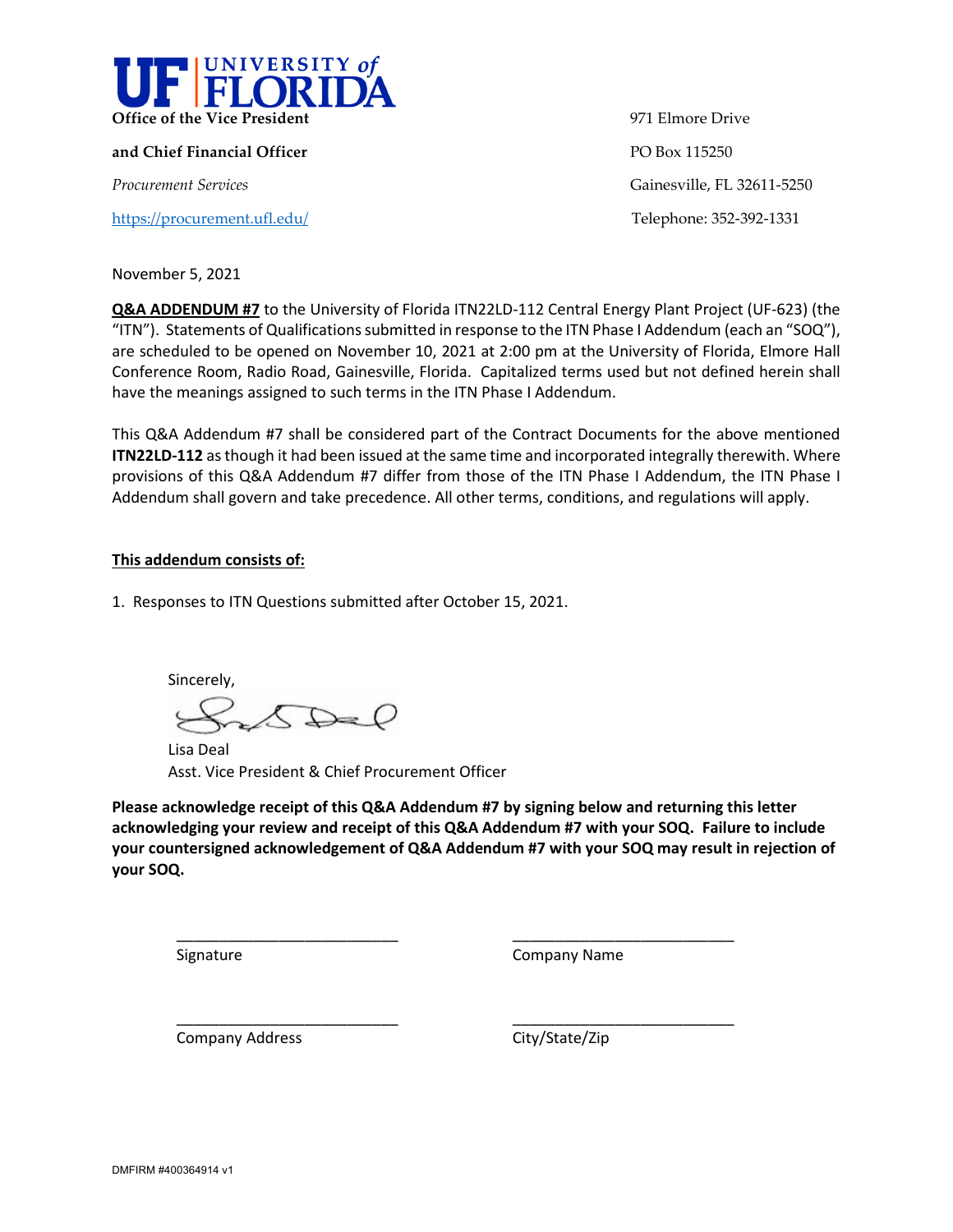**UF | UNIVERSITY of FLORIDA**

**Office of the Vice President**

**and Chief Financial Officer**

*Procurement Services*

https://procurement.ufl.edu/

971 Elmore Drive

PO Box 115250

Gainesville, FL 32611-5250

Telephone: 352-392-1331

November 5, 2021

**Q&A ADDENDUM #7** to the University of Florida ITN22LD-112 Central Energy Plant Project (UF-623) (the "ITN"). Statements of Qualifications submitted in response to the ITN Phase I Addendum (each an "SOQ"), are scheduled to be opened on November 10, 2021 at 2:00 pm at the University of Florida, Elmore Hall Conference Room, Radio Road, Gainesville, Florida. Capitalized terms used but not defined herein shall have the meanings assigned to such terms in the ITN Phase I Addendum.

This Q&A Addendum #7 shall be considered part of the Contract Documents for the above mentioned **ITN22LD-112** as though it had been issued at the same time and incorporated integrally therewith. Where provisions of this Q&A Addendum #7 differ from those of the ITN Phase I Addendum, the ITN Phase I Addendum shall govern and take precedence. All other terms, conditions, and regulations will apply.

**This addendum consists of:**

1. Responses to ITN Questions submitted after October 15, 2021.

Sincerely,

Lisa Deal
Asst. Vice President & Chief Procurement Officer

**Please acknowledge receipt of this Q&A Addendum #7 by signing below and returning this letter acknowledging your review and receipt of this Q&A Addendum #7 with your SOQ. Failure to include your countersigned acknowledgement of Q&A Addendum #7 with your SOQ may result in rejection of your SOQ.**

___________________________ Signature

___________________________ Company Name

___________________________ Company Address

___________________________ City/State/Zip

DMFIRM #400364914 v1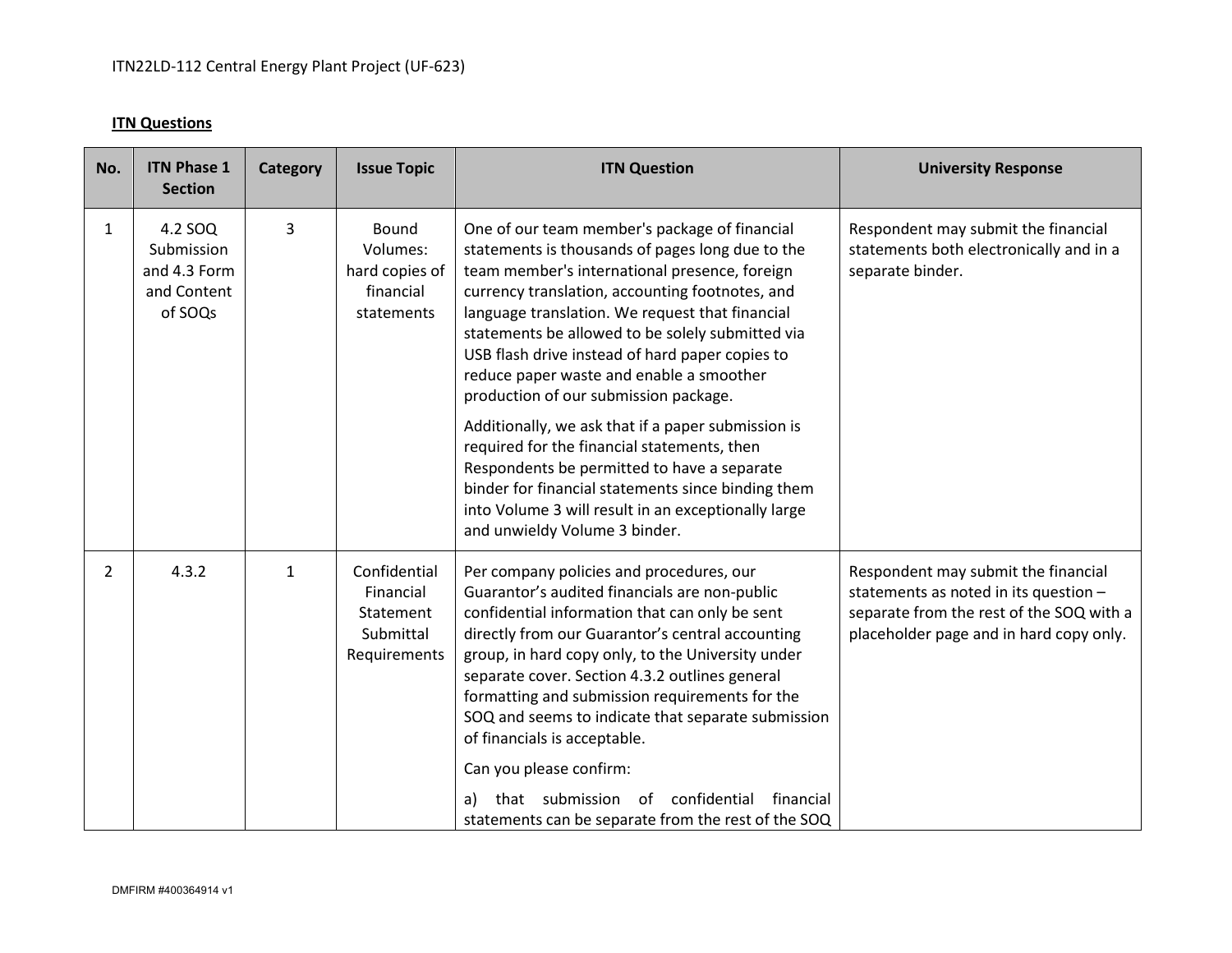ITN22LD-112 Central Energy Plant Project (UF-623)

**ITN Questions**

| No. | ITN Phase 1 Section | Category | Issue Topic | ITN Question | University Response |
|---|---|---|---|---|---|
| 1 | 4.2 SOQ Submission and 4.3 Form and Content of SOQs | 3 | Bound Volumes: hard copies of financial statements | One of our team member's package of financial statements is thousands of pages long due to the team member's international presence, foreign currency translation, accounting footnotes, and language translation. We request that financial statements be allowed to be solely submitted via USB flash drive instead of hard paper copies to reduce paper waste and enable a smoother production of our submission package.<br><br>Additionally, we ask that if a paper submission is required for the financial statements, then Respondents be permitted to have a separate binder for financial statements since binding them into Volume 3 will result in an exceptionally large and unwieldy Volume 3 binder. | Respondent may submit the financial statements both electronically and in a separate binder. |
| 2 | 4.3.2 | 1 | Confidential Financial Statement Submittal Requirements | Per company policies and procedures, our Guarantor's audited financials are non-public confidential information that can only be sent directly from our Guarantor's central accounting group, in hard copy only, to the University under separate cover. Section 4.3.2 outlines general formatting and submission requirements for the SOQ and seems to indicate that separate submission of financials is acceptable.<br><br>Can you please confirm:<br><br>a) that submission of confidential financial statements can be separate from the rest of the SOQ | Respondent may submit the financial statements as noted in its question – separate from the rest of the SOQ with a placeholder page and in hard copy only. |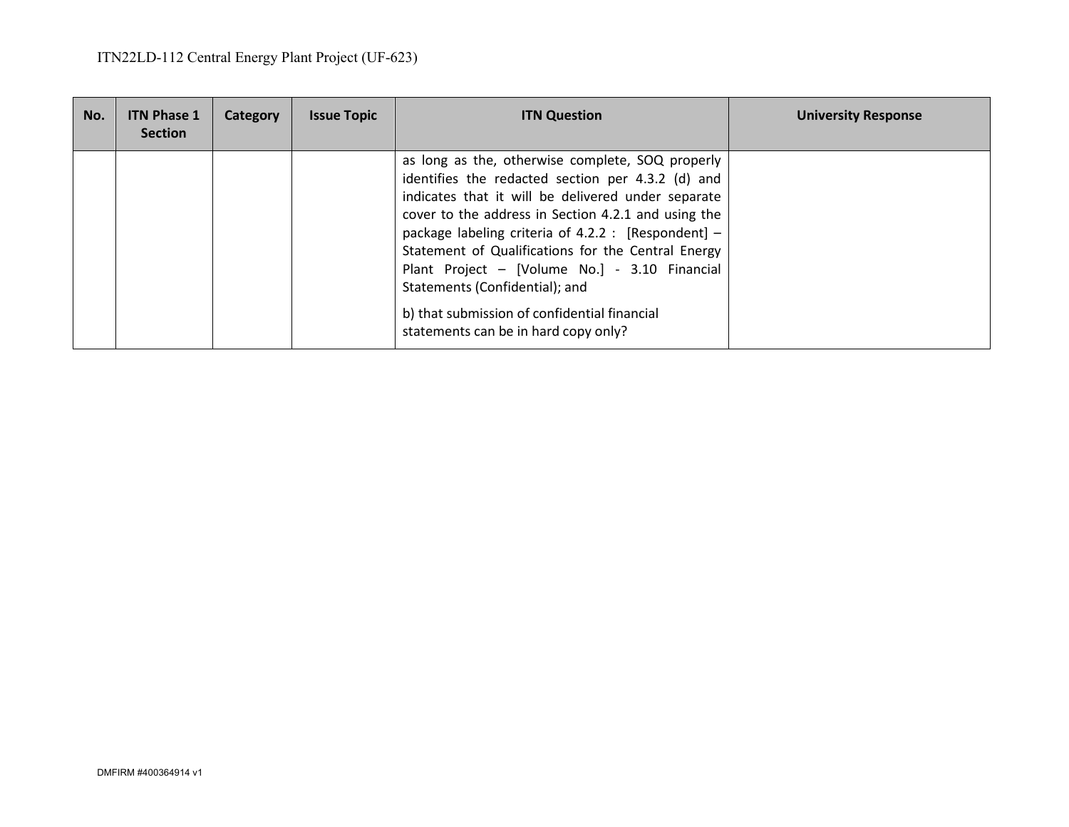| No. | ITN Phase 1 Section | Category | Issue Topic | ITN Question | University Response |
|---|---|---|---|---|---|
| | | | | as long as the, otherwise complete, SOQ properly identifies the redacted section per 4.3.2 (d) and indicates that it will be delivered under separate cover to the address in Section 4.2.1 and using the package labeling criteria of 4.2.2 : [Respondent] – Statement of Qualifications for the Central Energy Plant Project – [Volume No.] - 3.10 Financial Statements (Confidential); and<br><br>b) that submission of confidential financial statements can be in hard copy only? | |

DMFIRM #400364914 v1